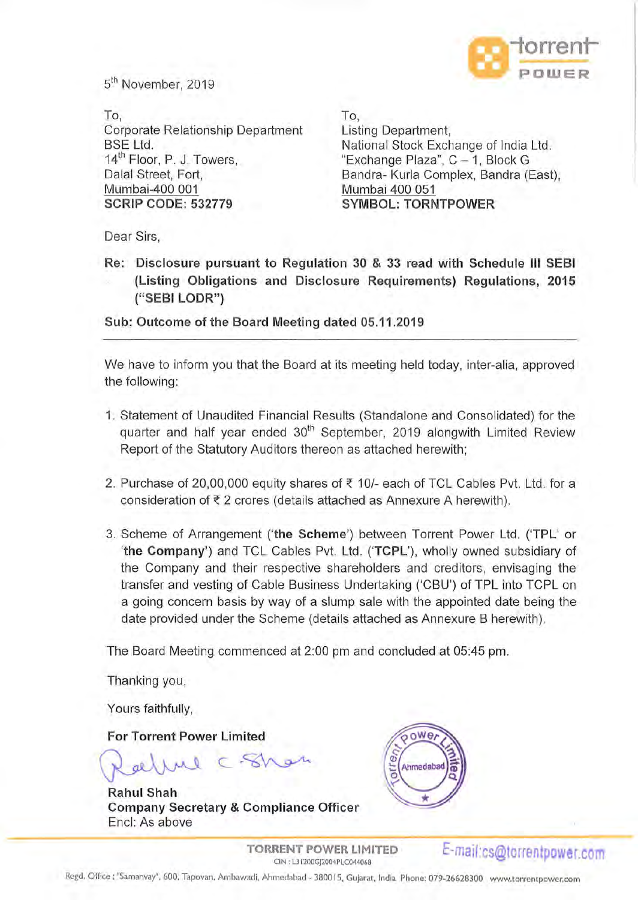5[th] November, 2019

To,
Corporate Relationship Department
BSE Ltd.
14[th] Floor, P. J. Towers,
Dalal Street, Fort,
Mumbai-400 001
**SCRIP CODE: 532779**

To,
Listing Department,
National Stock Exchange of India Ltd.
"Exchange Plaza", C – 1, Block G
Bandra- Kurla Complex, Bandra (East),
Mumbai 400 051
**SYMBOL: TORNTPOWER**

Dear Sirs,

**Re: Disclosure pursuant to Regulation 30 & 33 read with Schedule III SEBI (Listing Obligations and Disclosure Requirements) Regulations, 2015 ("SEBI LODR")**

**Sub: Outcome of the Board Meeting dated 05.11.2019**

We have to inform you that the Board at its meeting held today, inter-alia, approved the following:

1. Statement of Unaudited Financial Results (Standalone and Consolidated) for the quarter and half year ended 30[th] September, 2019 alongwith Limited Review Report of the Statutory Auditors thereon as attached herewith;
2. Purchase of 20,00,000 equity shares of ₹ 10/- each of TCL Cables Pvt. Ltd. for a consideration of ₹ 2 crores (details attached as Annexure A herewith).
3. Scheme of Arrangement ('**the Scheme**') between Torrent Power Ltd. ('TPL' or '**the Company**') and TCL Cables Pvt. Ltd. ('**TCPL**'), wholly owned subsidiary of the Company and their respective shareholders and creditors, envisaging the transfer and vesting of Cable Business Undertaking ('CBU') of TPL into TCPL on a going concern basis by way of a slump sale with the appointed date being the date provided under the Scheme (details attached as Annexure B herewith).

The Board Meeting commenced at 2:00 pm and concluded at 05:45 pm.

Thanking you,

Yours faithfully,

**For Torrent Power Limited**

**Rahul Shah**
**Company Secretary & Compliance Officer**
Encl: As above

TORRENT POWER LIMITED
CIN : L31200GJ2004PLC044068
E-mail:cs@torrentpower.com

Regd. Office : "Samanvay", 600, Tapovan, Ambawadi, Ahmedabad - 380015, Gujarat, India Phone: 079-26628300 www.torrentpower.com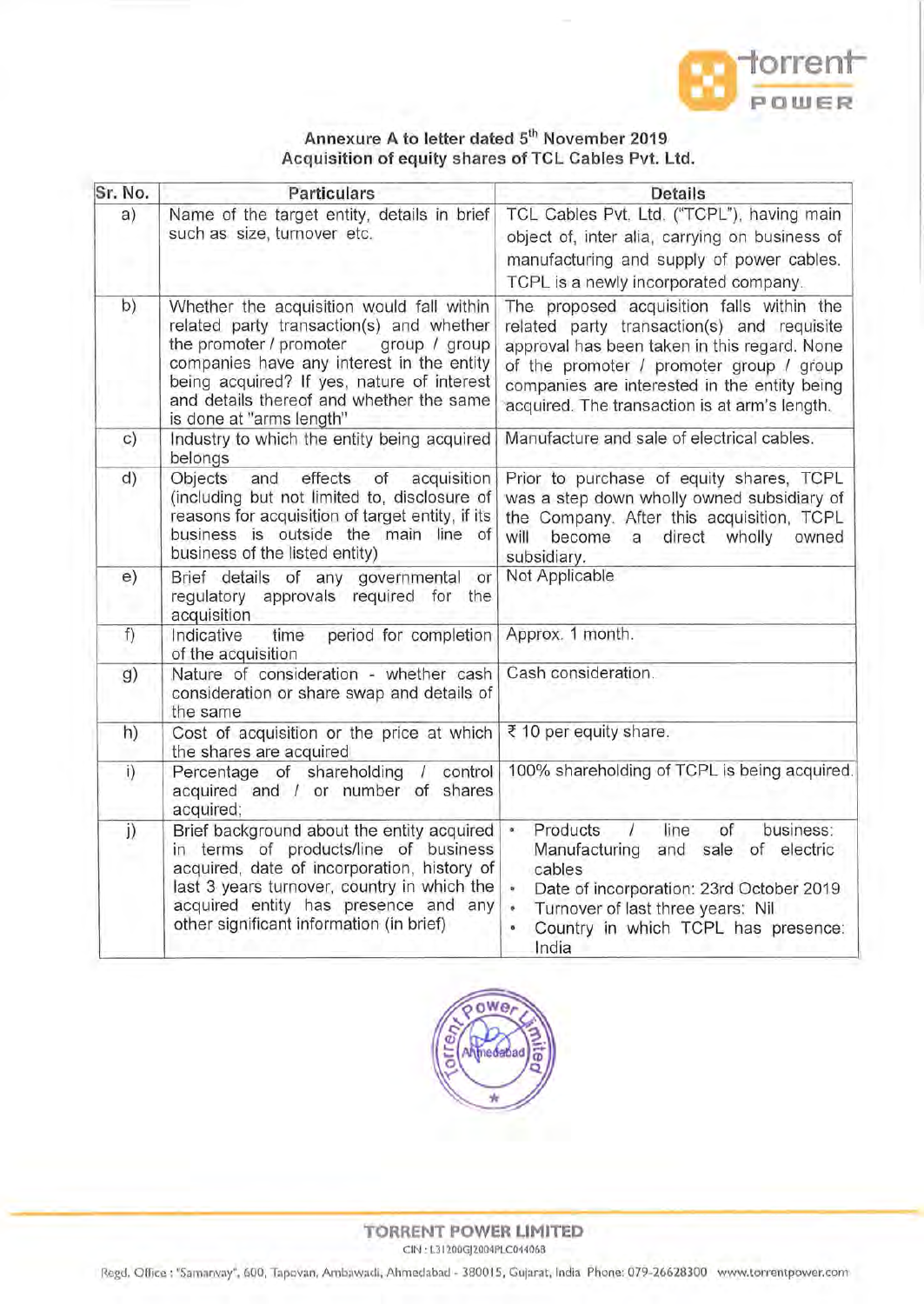## Annexure A to letter dated 5th November 2019
## Acquisition of equity shares of TCL Cables Pvt. Ltd.

| Sr. No. | Particulars | Details |
|---|---|---|
| a) | Name of the target entity, details in brief such as size, turnover etc. | TCL Cables Pvt. Ltd. ("TCPL"), having main object of, inter alia, carrying on business of manufacturing and supply of power cables. TCPL is a newly incorporated company. |
| b) | Whether the acquisition would fall within related party transaction(s) and whether the promoter / promoter group / group companies have any interest in the entity being acquired? If yes, nature of interest and details thereof and whether the same is done at "arms length" | The proposed acquisition falls within the related party transaction(s) and requisite approval has been taken in this regard. None of the promoter / promoter group / group companies are interested in the entity being acquired. The transaction is at arm's length. |
| c) | Industry to which the entity being acquired belongs | Manufacture and sale of electrical cables. |
| d) | Objects and effects of acquisition (including but not limited to, disclosure of reasons for acquisition of target entity, if its business is outside the main line of business of the listed entity) | Prior to purchase of equity shares, TCPL was a step down wholly owned subsidiary of the Company. After this acquisition, TCPL will become a direct wholly owned subsidiary. |
| e) | Brief details of any governmental or regulatory approvals required for the acquisition | Not Applicable |
| f) | Indicative time period for completion of the acquisition | Approx. 1 month. |
| g) | Nature of consideration - whether cash consideration or share swap and details of the same | Cash consideration. |
| h) | Cost of acquisition or the price at which the shares are acquired | ₹ 10 per equity share. |
| i) | Percentage of shareholding / control acquired and / or number of shares acquired; | 100% shareholding of TCPL is being acquired. |
| j) | Brief background about the entity acquired in terms of products/line of business acquired, date of incorporation, history of last 3 years turnover, country in which the acquired entity has presence and any other significant information (in brief) | • Products / line of business: Manufacturing and sale of electric cables<br>• Date of incorporation: 23rd October 2019<br>• Turnover of last three years: Nil<br>• Country in which TCPL has presence: India |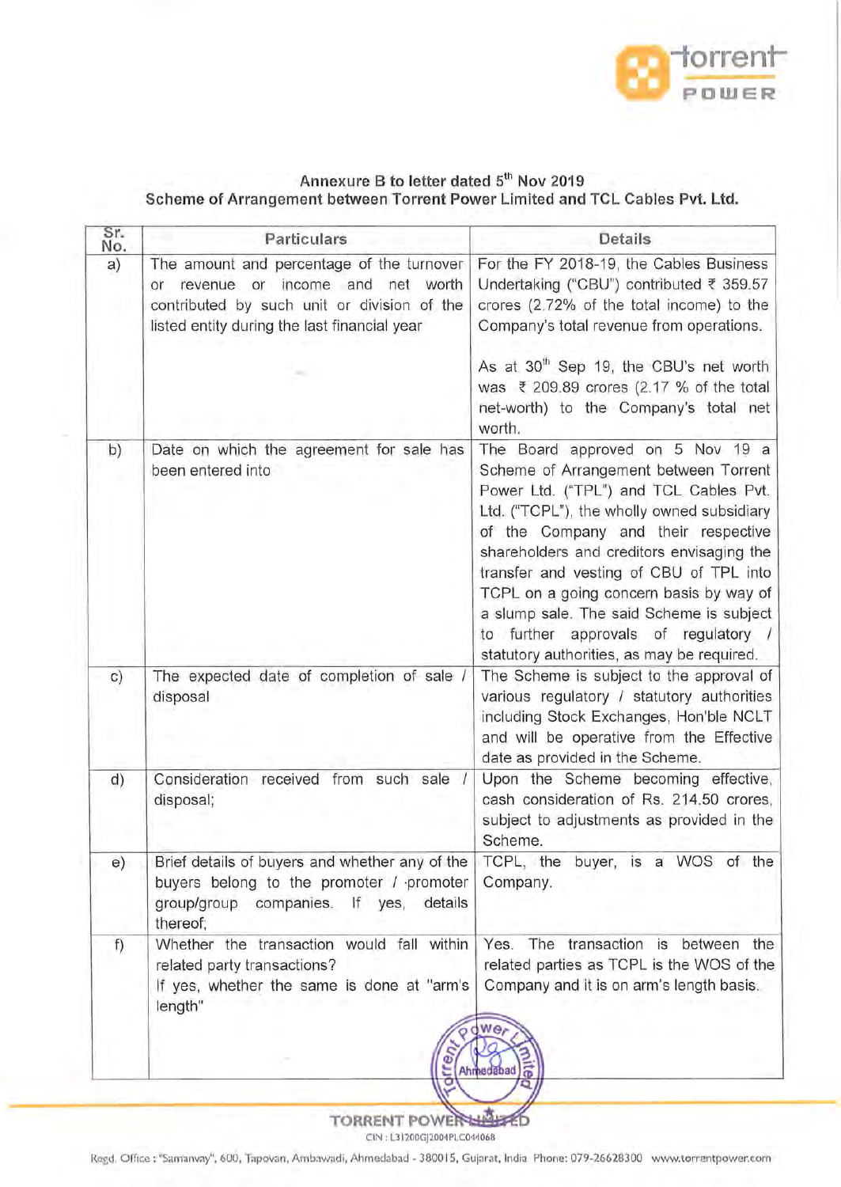## Annexure B to letter dated 5th Nov 2019
## Scheme of Arrangement between Torrent Power Limited and TCL Cables Pvt. Ltd.

| Sr. No. | Particulars | Details |
|---|---|---|
| a) | The amount and percentage of the turnover or revenue or income and net worth contributed by such unit or division of the listed entity during the last financial year | For the FY 2018-19, the Cables Business Undertaking ("CBU") contributed ₹ 359.57 crores (2.72% of the total income) to the Company's total revenue from operations.<br><br>As at 30th Sep 19, the CBU's net worth was ₹ 209.89 crores (2.17 % of the total net-worth) to the Company's total net worth. |
| b) | Date on which the agreement for sale has been entered into | The Board approved on 5 Nov 19 a Scheme of Arrangement between Torrent Power Ltd. ("TPL") and TCL Cables Pvt. Ltd. ("TCPL"), the wholly owned subsidiary of the Company and their respective shareholders and creditors envisaging the transfer and vesting of CBU of TPL into TCPL on a going concern basis by way of a slump sale. The said Scheme is subject to further approvals of regulatory / statutory authorities, as may be required. |
| c) | The expected date of completion of sale / disposal | The Scheme is subject to the approval of various regulatory / statutory authorities including Stock Exchanges, Hon'ble NCLT and will be operative from the Effective date as provided in the Scheme. |
| d) | Consideration received from such sale / disposal; | Upon the Scheme becoming effective, cash consideration of Rs. 214.50 crores, subject to adjustments as provided in the Scheme. |
| e) | Brief details of buyers and whether any of the buyers belong to the promoter / promoter group/group companies. If yes, details thereof; | TCPL, the buyer, is a WOS of the Company. |
| f) | Whether the transaction would fall within related party transactions?<br>If yes, whether the same is done at "arm's length" | Yes. The transaction is between the related parties as TCPL is the WOS of the Company and it is on arm's length basis. |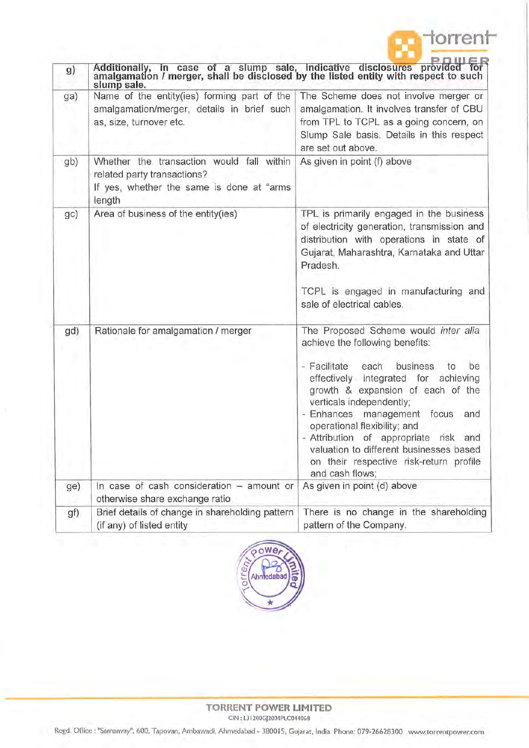| | | |
|---|---|---|
| g) | **Additionally, in case of a slump sale, indicative disclosures provided for amalgamation / merger, shall be disclosed by the listed entity with respect to such slump sale.** | |
| ga) | Name of the entity(ies) forming part of the amalgamation/merger, details in brief such as, size, turnover etc. | The Scheme does not involve merger or amalgamation. It involves transfer of CBU from TPL to TCPL as a going concern, on Slump Sale basis. Details in this respect are set out above. |
| gb) | Whether the transaction would fall within related party transactions? If yes, whether the same is done at "arms length | As given in point (f) above |
| gc) | Area of business of the entity(ies) | TPL is primarily engaged in the business of electricity generation, transmission and distribution with operations in state of Gujarat, Maharashtra, Karnataka and Uttar Pradesh. TCPL is engaged in manufacturing and sale of electrical cables. |
| gd) | Rationale for amalgamation / merger | The Proposed Scheme would *inter alia* achieve the following benefits: - Facilitate each business to be effectively integrated for achieving growth & expansion of each of the verticals independently; - Enhances management focus and operational flexibility; and - Attribution of appropriate risk and valuation to different businesses based on their respective risk-return profile and cash flows; |
| ge) | In case of cash consideration – amount or otherwise share exchange ratio | As given in point (d) above |
| gf) | Brief details of change in shareholding pattern (if any) of listed entity | There is no change in the shareholding pattern of the Company. |

**TORRENT POWER LIMITED**

CIN : L31200GJ2004PLC044068

Regd. Office : "Samanvay", 600, Tapovan, Ambawadi, Ahmedabad - 380015, Gujarat, India Phone: 079-26628300 www.torrentpower.com